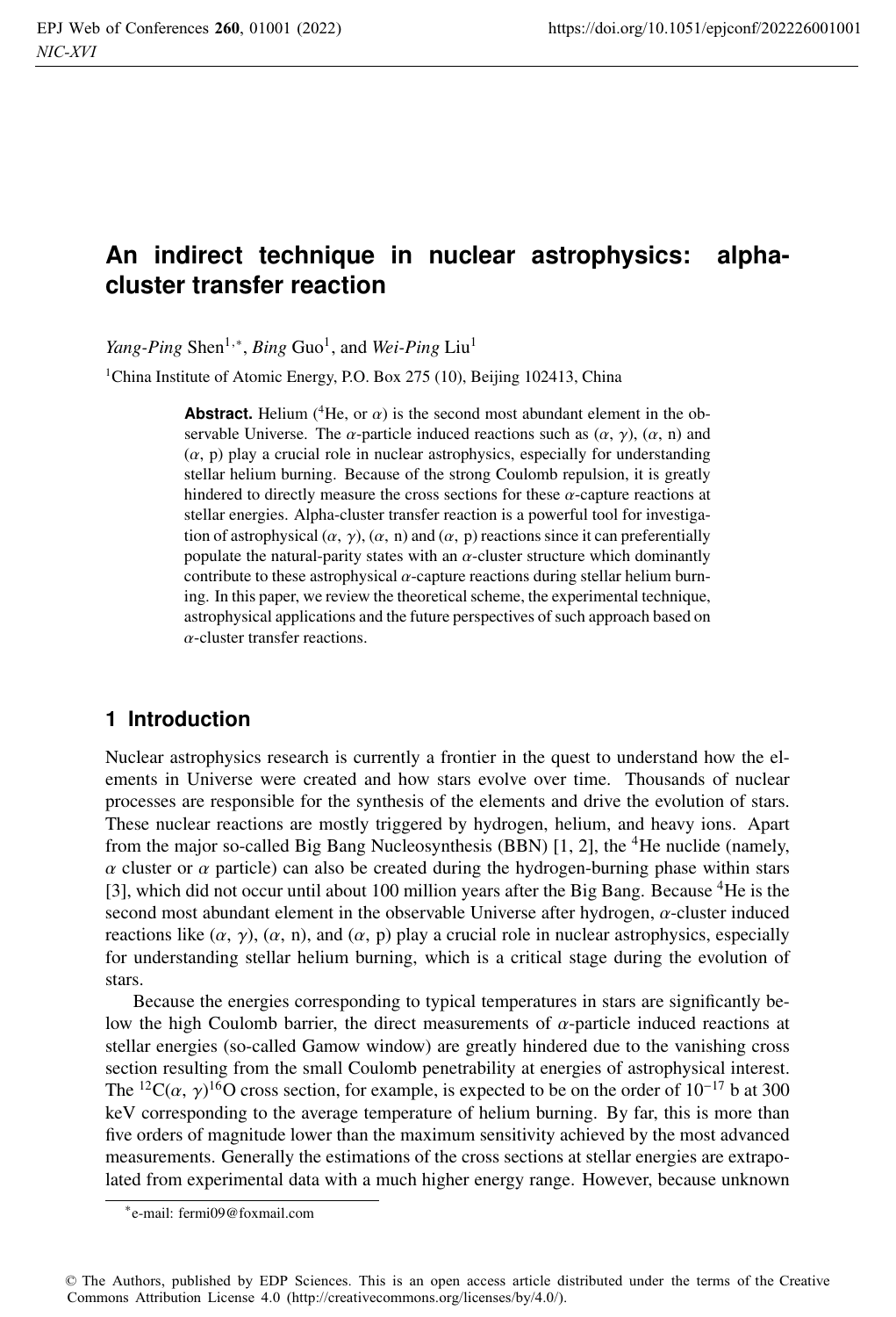# An indirect technique in nuclear astrophysics: alpha-cluster transfer reaction

*Yang-Ping* Shen[1,*], *Bing* Guo[1], and *Wei-Ping* Liu[1]

[1]China Institute of Atomic Energy, P.O. Box 275 (10), Beijing 102413, China

**Abstract.** Helium ($^4$He, or $\alpha$) is the second most abundant element in the observable Universe. The $\alpha$-particle induced reactions such as ($\alpha$, $\gamma$), ($\alpha$, n) and ($\alpha$, p) play a crucial role in nuclear astrophysics, especially for understanding stellar helium burning. Because of the strong Coulomb repulsion, it is greatly hindered to directly measure the cross sections for these $\alpha$-capture reactions at stellar energies. Alpha-cluster transfer reaction is a powerful tool for investigation of astrophysical ($\alpha$, $\gamma$), ($\alpha$, n) and ($\alpha$, p) reactions since it can preferentially populate the natural-parity states with an $\alpha$-cluster structure which dominantly contribute to these astrophysical $\alpha$-capture reactions during stellar helium burning. In this paper, we review the theoretical scheme, the experimental technique, astrophysical applications and the future perspectives of such approach based on $\alpha$-cluster transfer reactions.

## 1 Introduction

Nuclear astrophysics research is currently a frontier in the quest to understand how the elements in Universe were created and how stars evolve over time. Thousands of nuclear processes are responsible for the synthesis of the elements and drive the evolution of stars. These nuclear reactions are mostly triggered by hydrogen, helium, and heavy ions. Apart from the major so-called Big Bang Nucleosynthesis (BBN) [1, 2], the $^4$He nuclide (namely, $\alpha$ cluster or $\alpha$ particle) can also be created during the hydrogen-burning phase within stars [3], which did not occur until about 100 million years after the Big Bang. Because $^4$He is the second most abundant element in the observable Universe after hydrogen, $\alpha$-cluster induced reactions like ($\alpha$, $\gamma$), ($\alpha$, n), and ($\alpha$, p) play a crucial role in nuclear astrophysics, especially for understanding stellar helium burning, which is a critical stage during the evolution of stars.

Because the energies corresponding to typical temperatures in stars are significantly below the high Coulomb barrier, the direct measurements of $\alpha$-particle induced reactions at stellar energies (so-called Gamow window) are greatly hindered due to the vanishing cross section resulting from the small Coulomb penetrability at energies of astrophysical interest. The $^{12}$C($\alpha$, $\gamma$)$^{16}$O cross section, for example, is expected to be on the order of $10^{-17}$ b at 300 keV corresponding to the average temperature of helium burning. By far, this is more than five orders of magnitude lower than the maximum sensitivity achieved by the most advanced measurements. Generally the estimations of the cross sections at stellar energies are extrapolated from experimental data with a much higher energy range. However, because unknown

*e-mail: fermi09@foxmail.com

© The Authors, published by EDP Sciences. This is an open access article distributed under the terms of the Creative Commons Attribution License 4.0 (http://creativecommons.org/licenses/by/4.0/).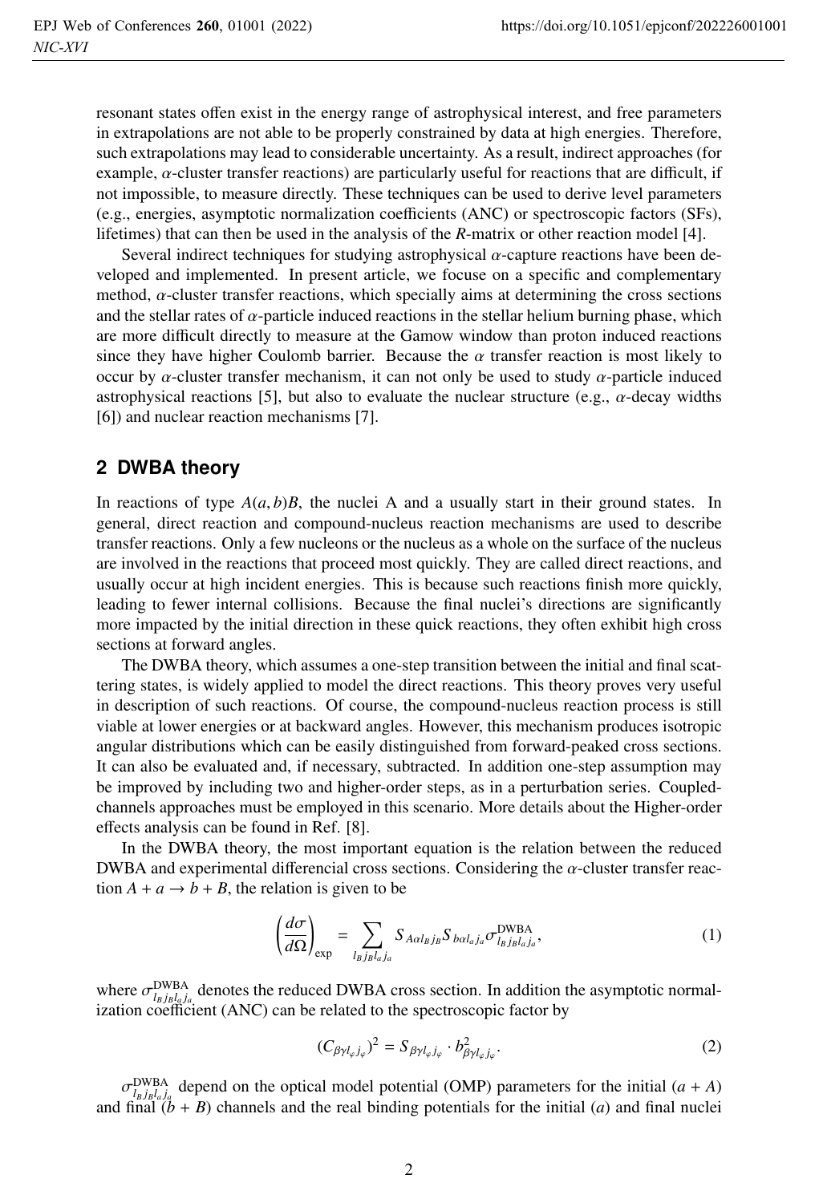resonant states offen exist in the energy range of astrophysical interest, and free parameters in extrapolations are not able to be properly constrained by data at high energies. Therefore, such extrapolations may lead to considerable uncertainty. As a result, indirect approaches (for example, $\alpha$-cluster transfer reactions) are particularly useful for reactions that are difficult, if not impossible, to measure directly. These techniques can be used to derive level parameters (e.g., energies, asymptotic normalization coefficients (ANC) or spectroscopic factors (SFs), lifetimes) that can then be used in the analysis of the *R*-matrix or other reaction model [4].

Several indirect techniques for studying astrophysical $\alpha$-capture reactions have been developed and implemented. In present article, we focus on a specific and complementary method, $\alpha$-cluster transfer reactions, which specially aims at determining the cross sections and the stellar rates of $\alpha$-particle induced reactions in the stellar helium burning phase, which are more difficult directly to measure at the Gamow window than proton induced reactions since they have higher Coulomb barrier. Because the $\alpha$ transfer reaction is most likely to occur by $\alpha$-cluster transfer mechanism, it can not only be used to study $\alpha$-particle induced astrophysical reactions [5], but also to evaluate the nuclear structure (e.g., $\alpha$-decay widths [6]) and nuclear reaction mechanisms [7].

## 2 DWBA theory

In reactions of type $A(a, b)B$, the nuclei A and a usually start in their ground states. In general, direct reaction and compound-nucleus reaction mechanisms are used to describe transfer reactions. Only a few nucleons or the nucleus as a whole on the surface of the nucleus are involved in the reactions that proceed most quickly. They are called direct reactions, and usually occur at high incident energies. This is because such reactions finish more quickly, leading to fewer internal collisions. Because the final nuclei's directions are significantly more impacted by the initial direction in these quick reactions, they often exhibit high cross sections at forward angles.

The DWBA theory, which assumes a one-step transition between the initial and final scattering states, is widely applied to model the direct reactions. This theory proves very useful in description of such reactions. Of course, the compound-nucleus reaction process is still viable at lower energies or at backward angles. However, this mechanism produces isotropic angular distributions which can be easily distinguished from forward-peaked cross sections. It can also be evaluated and, if necessary, subtracted. In addition one-step assumption may be improved by including two and higher-order steps, as in a perturbation series. Coupled-channels approaches must be employed in this scenario. More details about the Higher-order effects analysis can be found in Ref. [8].

In the DWBA theory, the most important equation is the relation between the reduced DWBA and experimental differencial cross sections. Considering the $\alpha$-cluster transfer reaction $A + a \rightarrow b + B$, the relation is given to be

$$\left(\frac{d\sigma}{d\Omega}\right)_{\text{exp}} = \sum_{l_B j_B l_a j_a} S_{A\alpha l_B j_B} S_{b\alpha l_a j_a} \sigma^{\text{DWBA}}_{l_B j_B l_a j_a}, \tag{1}$$

where $\sigma^{\text{DWBA}}_{l_B j_B l_a j_a}$ denotes the reduced DWBA cross section. In addition the asymptotic normalization coefficient (ANC) can be related to the spectroscopic factor by

$$(C_{\beta\gamma l_\varphi j_\varphi})^2 = S_{\beta\gamma l_\varphi j_\varphi} \cdot b^2_{\beta\gamma l_\varphi j_\varphi}. \tag{2}$$

$\sigma^{\text{DWBA}}_{l_B j_B l_a j_a}$ depend on the optical model potential (OMP) parameters for the initial $(a + A)$ and final $(b + B)$ channels and the real binding potentials for the initial $(a)$ and final nuclei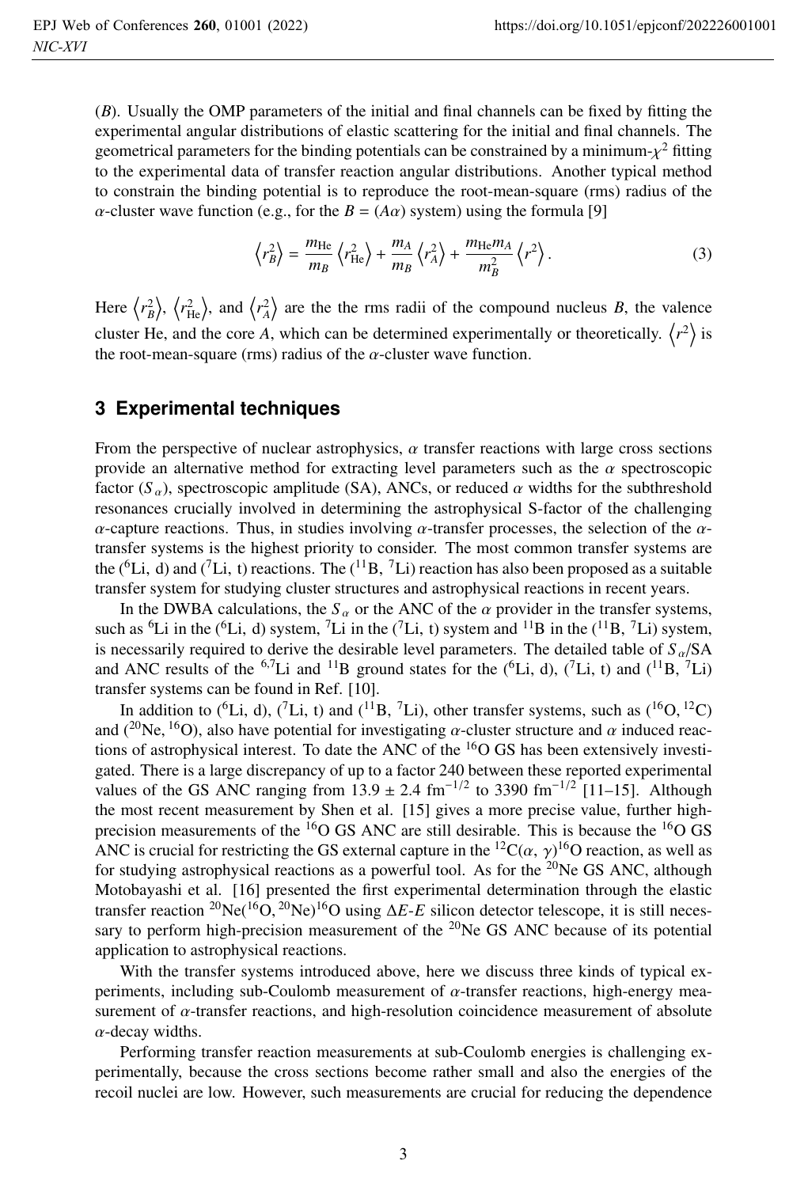($B$). Usually the OMP parameters of the initial and final channels can be fixed by fitting the experimental angular distributions of elastic scattering for the initial and final channels. The geometrical parameters for the binding potentials can be constrained by a minimum-$\chi^2$ fitting to the experimental data of transfer reaction angular distributions. Another typical method to constrain the binding potential is to reproduce the root-mean-square (rms) radius of the $\alpha$-cluster wave function (e.g., for the $B = (A\alpha)$ system) using the formula [9]

$$\left\langle r_B^2 \right\rangle = \frac{m_{\mathrm{He}}}{m_B} \left\langle r_{\mathrm{He}}^2 \right\rangle + \frac{m_A}{m_B} \left\langle r_A^2 \right\rangle + \frac{m_{\mathrm{He}} m_A}{m_B^2} \left\langle r^2 \right\rangle . \tag{3}$$

Here $\left\langle r_B^2 \right\rangle$, $\left\langle r_{\mathrm{He}}^2 \right\rangle$, and $\left\langle r_A^2 \right\rangle$ are the the rms radii of the compound nucleus $B$, the valence cluster He, and the core $A$, which can be determined experimentally or theoretically. $\left\langle r^2 \right\rangle$ is the root-mean-square (rms) radius of the $\alpha$-cluster wave function.

## 3 Experimental techniques

From the perspective of nuclear astrophysics, $\alpha$ transfer reactions with large cross sections provide an alternative method for extracting level parameters such as the $\alpha$ spectroscopic factor ($S_\alpha$), spectroscopic amplitude (SA), ANCs, or reduced $\alpha$ widths for the subthreshold resonances crucially involved in determining the astrophysical S-factor of the challenging $\alpha$-capture reactions. Thus, in studies involving $\alpha$-transfer processes, the selection of the $\alpha$-transfer systems is the highest priority to consider. The most common transfer systems are the ($^6$Li, d) and ($^7$Li, t) reactions. The ($^{11}$B, $^7$Li) reaction has also been proposed as a suitable transfer system for studying cluster structures and astrophysical reactions in recent years.

In the DWBA calculations, the $S_\alpha$ or the ANC of the $\alpha$ provider in the transfer systems, such as $^6$Li in the ($^6$Li, d) system, $^7$Li in the ($^7$Li, t) system and $^{11}$B in the ($^{11}$B, $^7$Li) system, is necessarily required to derive the desirable level parameters. The detailed table of $S_\alpha$/SA and ANC results of the $^{6,7}$Li and $^{11}$B ground states for the ($^6$Li, d), ($^7$Li, t) and ($^{11}$B, $^7$Li) transfer systems can be found in Ref. [10].

In addition to ($^6$Li, d), ($^7$Li, t) and ($^{11}$B, $^7$Li), other transfer systems, such as ($^{16}$O, $^{12}$C) and ($^{20}$Ne, $^{16}$O), also have potential for investigating $\alpha$-cluster structure and $\alpha$ induced reactions of astrophysical interest. To date the ANC of the $^{16}$O GS has been extensively investigated. There is a large discrepancy of up to a factor 240 between these reported experimental values of the GS ANC ranging from $13.9 \pm 2.4$ fm$^{-1/2}$ to 3390 fm$^{-1/2}$ [11–15]. Although the most recent measurement by Shen et al. [15] gives a more precise value, further high-precision measurements of the $^{16}$O GS ANC are still desirable. This is because the $^{16}$O GS ANC is crucial for restricting the GS external capture in the $^{12}$C($\alpha$, $\gamma$)$^{16}$O reaction, as well as for studying astrophysical reactions as a powerful tool. As for the $^{20}$Ne GS ANC, although Motobayashi et al. [16] presented the first experimental determination through the elastic transfer reaction $^{20}$Ne($^{16}$O, $^{20}$Ne)$^{16}$O using $\Delta E$-$E$ silicon detector telescope, it is still necessary to perform high-precision measurement of the $^{20}$Ne GS ANC because of its potential application to astrophysical reactions.

With the transfer systems introduced above, here we discuss three kinds of typical experiments, including sub-Coulomb measurement of $\alpha$-transfer reactions, high-energy measurement of $\alpha$-transfer reactions, and high-resolution coincidence measurement of absolute $\alpha$-decay widths.

Performing transfer reaction measurements at sub-Coulomb energies is challenging experimentally, because the cross sections become rather small and also the energies of the recoil nuclei are low. However, such measurements are crucial for reducing the dependence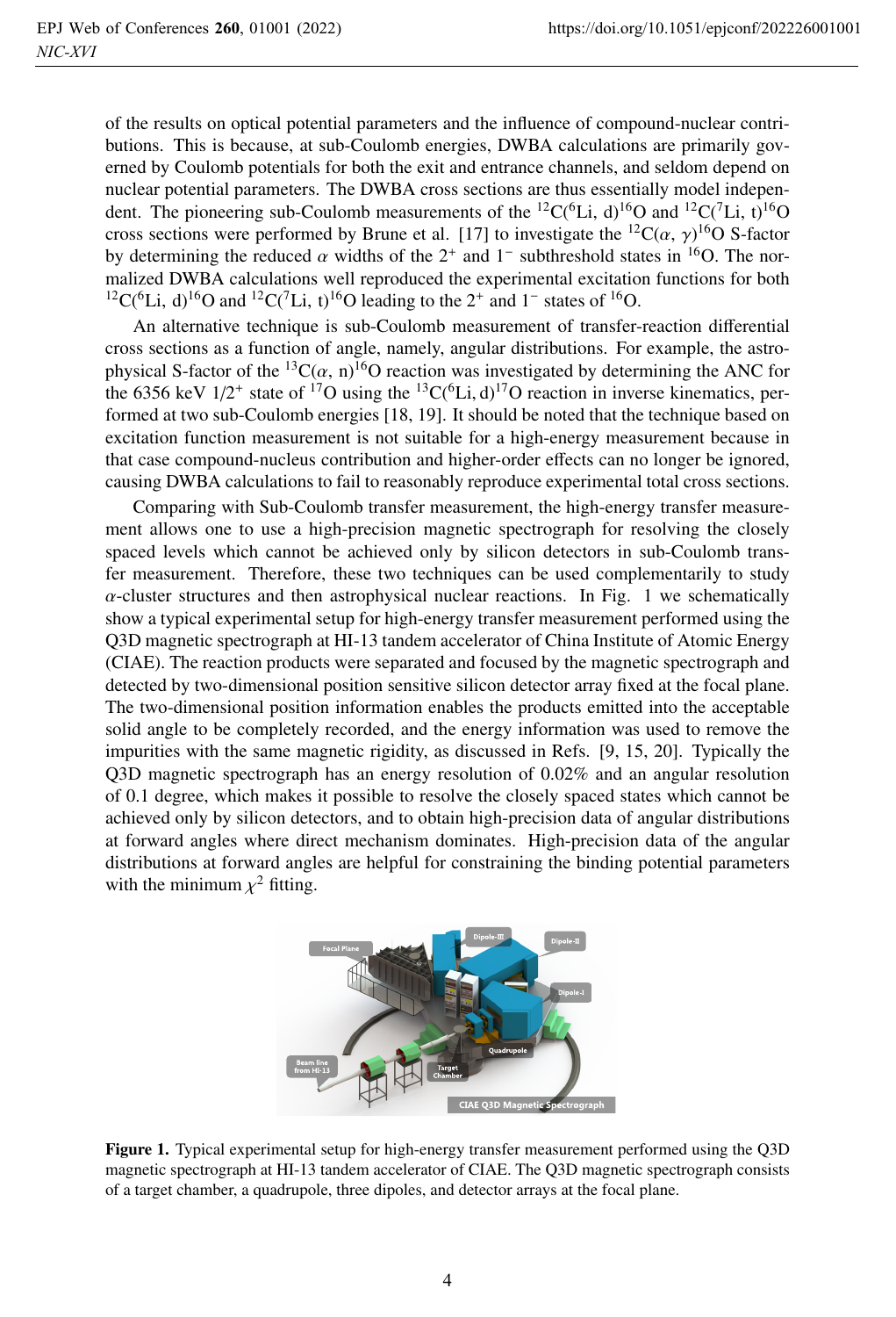of the results on optical potential parameters and the influence of compound-nuclear contributions. This is because, at sub-Coulomb energies, DWBA calculations are primarily governed by Coulomb potentials for both the exit and entrance channels, and seldom depend on nuclear potential parameters. The DWBA cross sections are thus essentially model independent. The pioneering sub-Coulomb measurements of the $^{12}$C($^{6}$Li, d)$^{16}$O and $^{12}$C($^{7}$Li, t)$^{16}$O cross sections were performed by Brune et al. [17] to investigate the $^{12}$C($\alpha$, $\gamma$)$^{16}$O S-factor by determining the reduced $\alpha$ widths of the $2^+$ and $1^-$ subthreshold states in $^{16}$O. The normalized DWBA calculations well reproduced the experimental excitation functions for both $^{12}$C($^{6}$Li, d)$^{16}$O and $^{12}$C($^{7}$Li, t)$^{16}$O leading to the $2^+$ and $1^-$ states of $^{16}$O.

An alternative technique is sub-Coulomb measurement of transfer-reaction differential cross sections as a function of angle, namely, angular distributions. For example, the astrophysical S-factor of the $^{13}$C($\alpha$, n)$^{16}$O reaction was investigated by determining the ANC for the 6356 keV $1/2^+$ state of $^{17}$O using the $^{13}$C($^{6}$Li, d)$^{17}$O reaction in inverse kinematics, performed at two sub-Coulomb energies [18, 19]. It should be noted that the technique based on excitation function measurement is not suitable for a high-energy measurement because in that case compound-nucleus contribution and higher-order effects can no longer be ignored, causing DWBA calculations to fail to reasonably reproduce experimental total cross sections.

Comparing with Sub-Coulomb transfer measurement, the high-energy transfer measurement allows one to use a high-precision magnetic spectrograph for resolving the closely spaced levels which cannot be achieved only by silicon detectors in sub-Coulomb transfer measurement. Therefore, these two techniques can be used complementarily to study $\alpha$-cluster structures and then astrophysical nuclear reactions. In Fig. 1 we schematically show a typical experimental setup for high-energy transfer measurement performed using the Q3D magnetic spectrograph at HI-13 tandem accelerator of China Institute of Atomic Energy (CIAE). The reaction products were separated and focused by the magnetic spectrograph and detected by two-dimensional position sensitive silicon detector array fixed at the focal plane. The two-dimensional position information enables the products emitted into the acceptable solid angle to be completely recorded, and the energy information was used to remove the impurities with the same magnetic rigidity, as discussed in Refs. [9, 15, 20]. Typically the Q3D magnetic spectrograph has an energy resolution of 0.02% and an angular resolution of 0.1 degree, which makes it possible to resolve the closely spaced states which cannot be achieved only by silicon detectors, and to obtain high-precision data of angular distributions at forward angles where direct mechanism dominates. High-precision data of the angular distributions at forward angles are helpful for constraining the binding potential parameters with the minimum $\chi^2$ fitting.

**Figure 1.** Typical experimental setup for high-energy transfer measurement performed using the Q3D magnetic spectrograph at HI-13 tandem accelerator of CIAE. The Q3D magnetic spectrograph consists of a target chamber, a quadrupole, three dipoles, and detector arrays at the focal plane.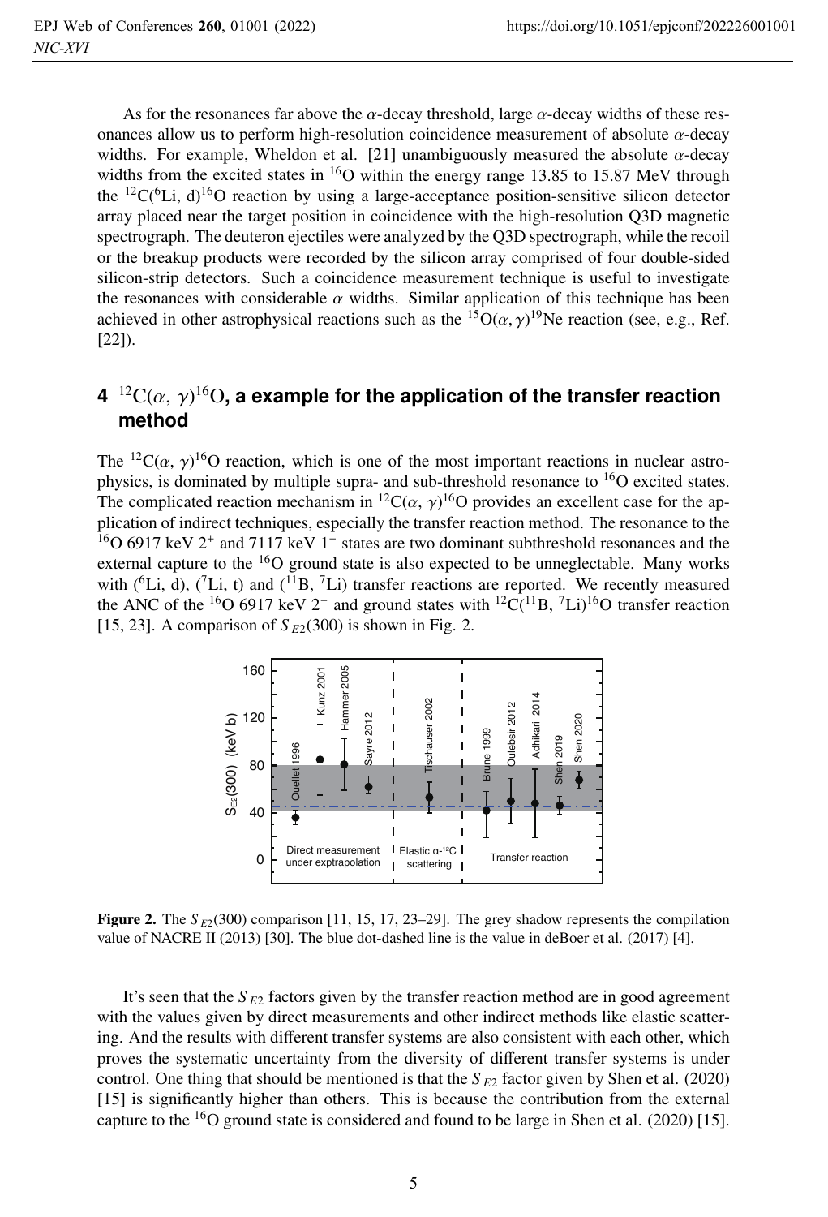As for the resonances far above the $\alpha$-decay threshold, large $\alpha$-decay widths of these resonances allow us to perform high-resolution coincidence measurement of absolute $\alpha$-decay widths. For example, Wheldon et al. [21] unambiguously measured the absolute $\alpha$-decay widths from the excited states in $^{16}$O within the energy range 13.85 to 15.87 MeV through the $^{12}$C($^{6}$Li, d)$^{16}$O reaction by using a large-acceptance position-sensitive silicon detector array placed near the target position in coincidence with the high-resolution Q3D magnetic spectrograph. The deuteron ejectiles were analyzed by the Q3D spectrograph, while the recoil or the breakup products were recorded by the silicon array comprised of four double-sided silicon-strip detectors. Such a coincidence measurement technique is useful to investigate the resonances with considerable $\alpha$ widths. Similar application of this technique has been achieved in other astrophysical reactions such as the $^{15}$O($\alpha, \gamma$)$^{19}$Ne reaction (see, e.g., Ref. [22]).

## 4 $^{12}$C($\alpha$, $\gamma$)$^{16}$O, a example for the application of the transfer reaction method

The $^{12}$C($\alpha$, $\gamma$)$^{16}$O reaction, which is one of the most important reactions in nuclear astrophysics, is dominated by multiple supra- and sub-threshold resonance to $^{16}$O excited states. The complicated reaction mechanism in $^{12}$C($\alpha$, $\gamma$)$^{16}$O provides an excellent case for the application of indirect techniques, especially the transfer reaction method. The resonance to the $^{16}$O 6917 keV $2^+$ and 7117 keV $1^-$ states are two dominant subthreshold resonances and the external capture to the $^{16}$O ground state is also expected to be unneglectable. Many works with ($^{6}$Li, d), ($^{7}$Li, t) and ($^{11}$B, $^{7}$Li) transfer reactions are reported. We recently measured the ANC of the $^{16}$O 6917 keV $2^+$ and ground states with $^{12}$C($^{11}$B, $^{7}$Li)$^{16}$O transfer reaction [15, 23]. A comparison of $S_{E2}(300)$ is shown in Fig. 2.

**Figure 2.** The $S_{E2}(300)$ comparison [11, 15, 17, 23–29]. The grey shadow represents the compilation value of NACRE II (2013) [30]. The blue dot-dashed line is the value in deBoer et al. (2017) [4].

It's seen that the $S_{E2}$ factors given by the transfer reaction method are in good agreement with the values given by direct measurements and other indirect methods like elastic scattering. And the results with different transfer systems are also consistent with each other, which proves the systematic uncertainty from the diversity of different transfer systems is under control. One thing that should be mentioned is that the $S_{E2}$ factor given by Shen et al. (2020) [15] is significantly higher than others. This is because the contribution from the external capture to the $^{16}$O ground state is considered and found to be large in Shen et al. (2020) [15].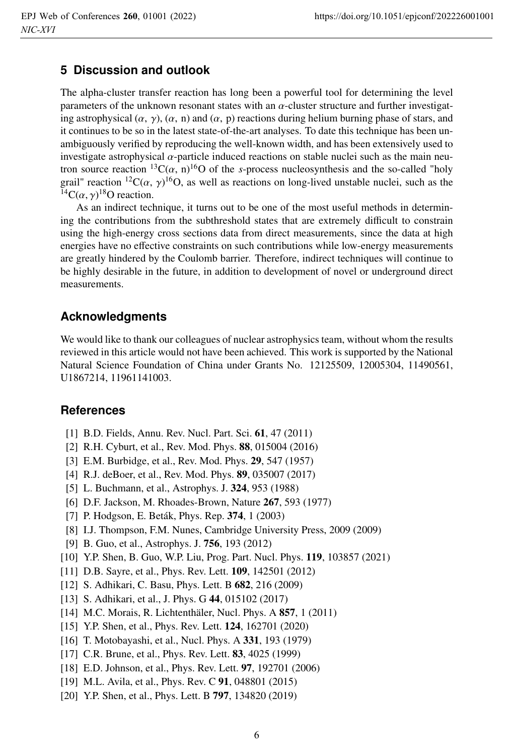## 5 Discussion and outlook

The alpha-cluster transfer reaction has long been a powerful tool for determining the level parameters of the unknown resonant states with an $\alpha$-cluster structure and further investigating astrophysical ($\alpha$, $\gamma$), ($\alpha$, n) and ($\alpha$, p) reactions during helium burning phase of stars, and it continues to be so in the latest state-of-the-art analyses. To date this technique has been unambiguously verified by reproducing the well-known width, and has been extensively used to investigate astrophysical $\alpha$-particle induced reactions on stable nuclei such as the main neutron source reaction $^{13}$C($\alpha$, n)$^{16}$O of the *s*-process nucleosynthesis and the so-called "holy grail" reaction $^{12}$C($\alpha$, $\gamma$)$^{16}$O, as well as reactions on long-lived unstable nuclei, such as the $^{14}$C($\alpha$, $\gamma$)$^{18}$O reaction.

As an indirect technique, it turns out to be one of the most useful methods in determining the contributions from the subthreshold states that are extremely difficult to constrain using the high-energy cross sections data from direct measurements, since the data at high energies have no effective constraints on such contributions while low-energy measurements are greatly hindered by the Coulomb barrier. Therefore, indirect techniques will continue to be highly desirable in the future, in addition to development of novel or underground direct measurements.

## Acknowledgments

We would like to thank our colleagues of nuclear astrophysics team, without whom the results reviewed in this article would not have been achieved. This work is supported by the National Natural Science Foundation of China under Grants No. 12125509, 12005304, 11490561, U1867214, 11961141003.

## References

[1] B.D. Fields, Annu. Rev. Nucl. Part. Sci. **61**, 47 (2011)
[2] R.H. Cyburt, et al., Rev. Mod. Phys. **88**, 015004 (2016)
[3] E.M. Burbidge, et al., Rev. Mod. Phys. **29**, 547 (1957)
[4] R.J. deBoer, et al., Rev. Mod. Phys. **89**, 035007 (2017)
[5] L. Buchmann, et al., Astrophys. J. **324**, 953 (1988)
[6] D.F. Jackson, M. Rhoades-Brown, Nature **267**, 593 (1977)
[7] P. Hodgson, E. Beták, Phys. Rep. **374**, 1 (2003)
[8] I.J. Thompson, F.M. Nunes, Cambridge University Press, 2009 (2009)
[9] B. Guo, et al., Astrophys. J. **756**, 193 (2012)
[10] Y.P. Shen, B. Guo, W.P. Liu, Prog. Part. Nucl. Phys. **119**, 103857 (2021)
[11] D.B. Sayre, et al., Phys. Rev. Lett. **109**, 142501 (2012)
[12] S. Adhikari, C. Basu, Phys. Lett. B **682**, 216 (2009)
[13] S. Adhikari, et al., J. Phys. G **44**, 015102 (2017)
[14] M.C. Morais, R. Lichtenthäler, Nucl. Phys. A **857**, 1 (2011)
[15] Y.P. Shen, et al., Phys. Rev. Lett. **124**, 162701 (2020)
[16] T. Motobayashi, et al., Nucl. Phys. A **331**, 193 (1979)
[17] C.R. Brune, et al., Phys. Rev. Lett. **83**, 4025 (1999)
[18] E.D. Johnson, et al., Phys. Rev. Lett. **97**, 192701 (2006)
[19] M.L. Avila, et al., Phys. Rev. C **91**, 048801 (2015)
[20] Y.P. Shen, et al., Phys. Lett. B **797**, 134820 (2019)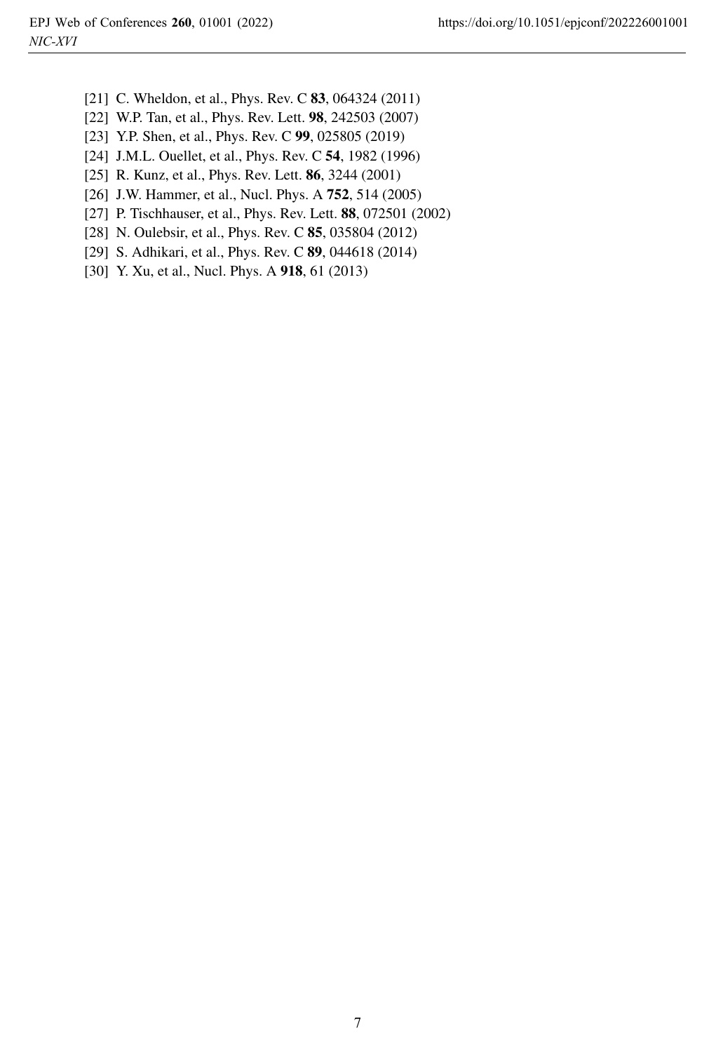[21] C. Wheldon, et al., Phys. Rev. C **83**, 064324 (2011)

[22] W.P. Tan, et al., Phys. Rev. Lett. **98**, 242503 (2007)

[23] Y.P. Shen, et al., Phys. Rev. C **99**, 025805 (2019)

[24] J.M.L. Ouellet, et al., Phys. Rev. C **54**, 1982 (1996)

[25] R. Kunz, et al., Phys. Rev. Lett. **86**, 3244 (2001)

[26] J.W. Hammer, et al., Nucl. Phys. A **752**, 514 (2005)

[27] P. Tischhauser, et al., Phys. Rev. Lett. **88**, 072501 (2002)

[28] N. Oulebsir, et al., Phys. Rev. C **85**, 035804 (2012)

[29] S. Adhikari, et al., Phys. Rev. C **89**, 044618 (2014)

[30] Y. Xu, et al., Nucl. Phys. A **918**, 61 (2013)